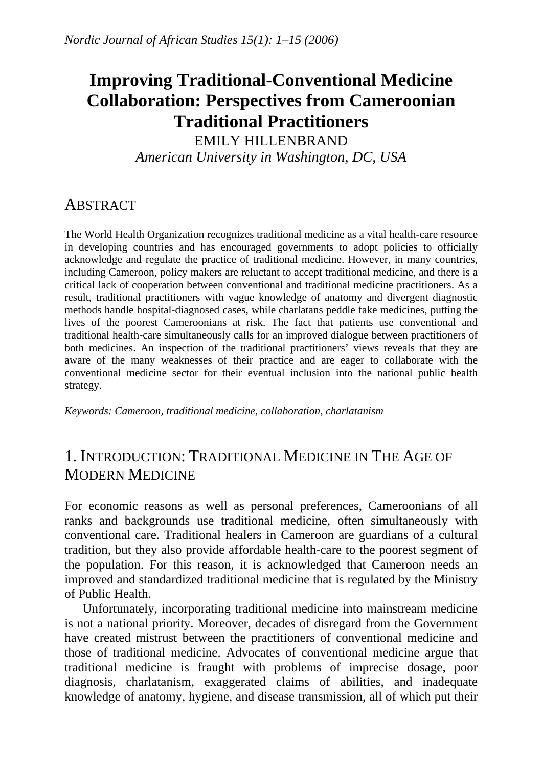# Improving Traditional-Conventional Medicine Collaboration: Perspectives from Cameroonian Traditional Practitioners

EMILY HILLENBRAND

*American University in Washington, DC, USA*

## ABSTRACT

The World Health Organization recognizes traditional medicine as a vital health-care resource in developing countries and has encouraged governments to adopt policies to officially acknowledge and regulate the practice of traditional medicine. However, in many countries, including Cameroon, policy makers are reluctant to accept traditional medicine, and there is a critical lack of cooperation between conventional and traditional medicine practitioners. As a result, traditional practitioners with vague knowledge of anatomy and divergent diagnostic methods handle hospital-diagnosed cases, while charlatans peddle fake medicines, putting the lives of the poorest Cameroonians at risk. The fact that patients use conventional and traditional health-care simultaneously calls for an improved dialogue between practitioners of both medicines. An inspection of the traditional practitioners' views reveals that they are aware of the many weaknesses of their practice and are eager to collaborate with the conventional medicine sector for their eventual inclusion into the national public health strategy.

*Keywords: Cameroon, traditional medicine, collaboration, charlatanism*

## 1. INTRODUCTION: TRADITIONAL MEDICINE IN THE AGE OF MODERN MEDICINE

For economic reasons as well as personal preferences, Cameroonians of all ranks and backgrounds use traditional medicine, often simultaneously with conventional care. Traditional healers in Cameroon are guardians of a cultural tradition, but they also provide affordable health-care to the poorest segment of the population. For this reason, it is acknowledged that Cameroon needs an improved and standardized traditional medicine that is regulated by the Ministry of Public Health.

Unfortunately, incorporating traditional medicine into mainstream medicine is not a national priority. Moreover, decades of disregard from the Government have created mistrust between the practitioners of conventional medicine and those of traditional medicine. Advocates of conventional medicine argue that traditional medicine is fraught with problems of imprecise dosage, poor diagnosis, charlatanism, exaggerated claims of abilities, and inadequate knowledge of anatomy, hygiene, and disease transmission, all of which put their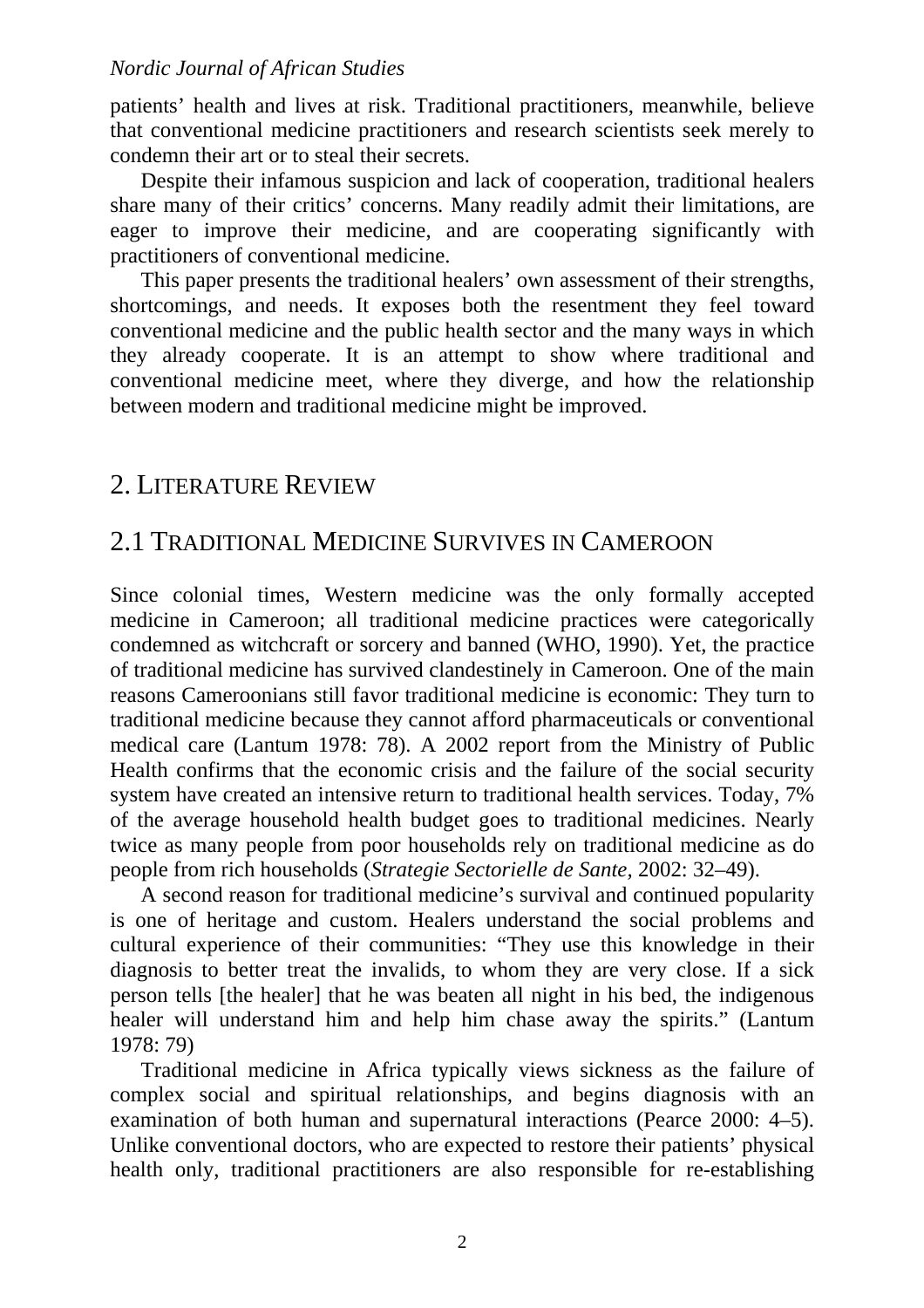patients' health and lives at risk. Traditional practitioners, meanwhile, believe that conventional medicine practitioners and research scientists seek merely to condemn their art or to steal their secrets.

Despite their infamous suspicion and lack of cooperation, traditional healers share many of their critics' concerns. Many readily admit their limitations, are eager to improve their medicine, and are cooperating significantly with practitioners of conventional medicine.

This paper presents the traditional healers' own assessment of their strengths, shortcomings, and needs. It exposes both the resentment they feel toward conventional medicine and the public health sector and the many ways in which they already cooperate. It is an attempt to show where traditional and conventional medicine meet, where they diverge, and how the relationship between modern and traditional medicine might be improved.

## 2. Literature Review

### 2.1 Traditional Medicine Survives in Cameroon

Since colonial times, Western medicine was the only formally accepted medicine in Cameroon; all traditional medicine practices were categorically condemned as witchcraft or sorcery and banned (WHO, 1990). Yet, the practice of traditional medicine has survived clandestinely in Cameroon. One of the main reasons Cameroonians still favor traditional medicine is economic: They turn to traditional medicine because they cannot afford pharmaceuticals or conventional medical care (Lantum 1978: 78). A 2002 report from the Ministry of Public Health confirms that the economic crisis and the failure of the social security system have created an intensive return to traditional health services. Today, 7% of the average household health budget goes to traditional medicines. Nearly twice as many people from poor households rely on traditional medicine as do people from rich households (*Strategie Sectorielle de Sante*, 2002: 32–49).

A second reason for traditional medicine's survival and continued popularity is one of heritage and custom. Healers understand the social problems and cultural experience of their communities: "They use this knowledge in their diagnosis to better treat the invalids, to whom they are very close. If a sick person tells [the healer] that he was beaten all night in his bed, the indigenous healer will understand him and help him chase away the spirits." (Lantum 1978: 79)

Traditional medicine in Africa typically views sickness as the failure of complex social and spiritual relationships, and begins diagnosis with an examination of both human and supernatural interactions (Pearce 2000: 4–5). Unlike conventional doctors, who are expected to restore their patients' physical health only, traditional practitioners are also responsible for re-establishing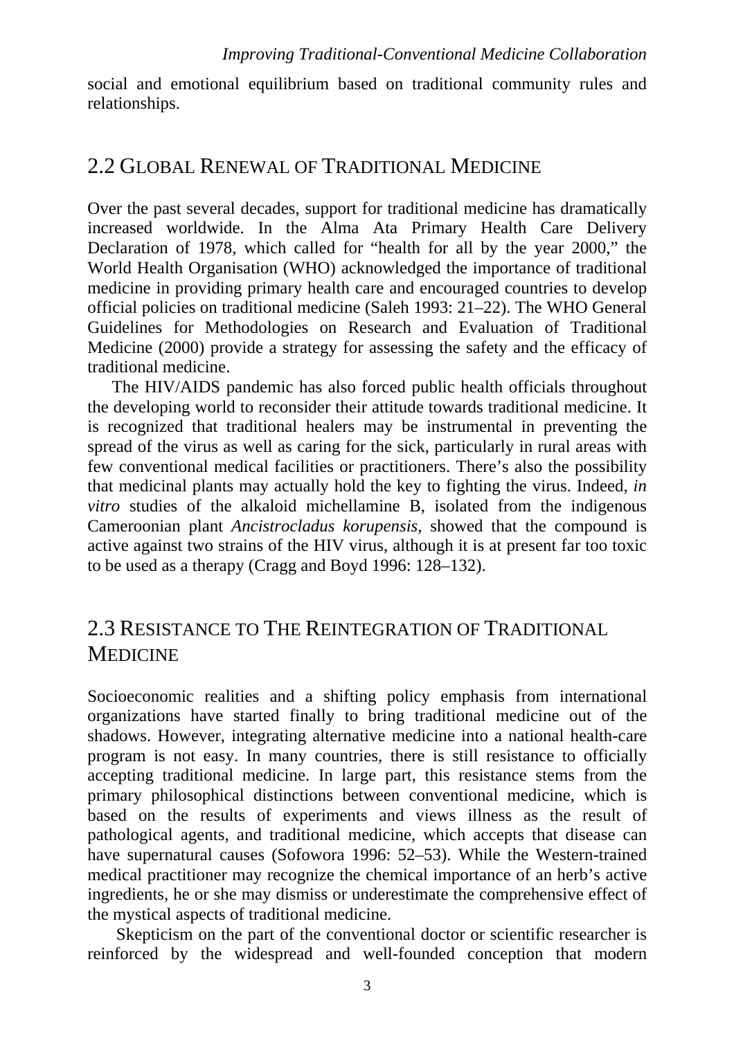social and emotional equilibrium based on traditional community rules and relationships.

## 2.2 Global Renewal of Traditional Medicine

Over the past several decades, support for traditional medicine has dramatically increased worldwide. In the Alma Ata Primary Health Care Delivery Declaration of 1978, which called for "health for all by the year 2000," the World Health Organisation (WHO) acknowledged the importance of traditional medicine in providing primary health care and encouraged countries to develop official policies on traditional medicine (Saleh 1993: 21–22). The WHO General Guidelines for Methodologies on Research and Evaluation of Traditional Medicine (2000) provide a strategy for assessing the safety and the efficacy of traditional medicine.

The HIV/AIDS pandemic has also forced public health officials throughout the developing world to reconsider their attitude towards traditional medicine. It is recognized that traditional healers may be instrumental in preventing the spread of the virus as well as caring for the sick, particularly in rural areas with few conventional medical facilities or practitioners. There's also the possibility that medicinal plants may actually hold the key to fighting the virus. Indeed, *in vitro* studies of the alkaloid michellamine B, isolated from the indigenous Cameroonian plant *Ancistrocladus korupensis*, showed that the compound is active against two strains of the HIV virus, although it is at present far too toxic to be used as a therapy (Cragg and Boyd 1996: 128–132).

## 2.3 Resistance to The Reintegration of Traditional Medicine

Socioeconomic realities and a shifting policy emphasis from international organizations have started finally to bring traditional medicine out of the shadows. However, integrating alternative medicine into a national health-care program is not easy. In many countries, there is still resistance to officially accepting traditional medicine. In large part, this resistance stems from the primary philosophical distinctions between conventional medicine, which is based on the results of experiments and views illness as the result of pathological agents, and traditional medicine, which accepts that disease can have supernatural causes (Sofowora 1996: 52–53). While the Western-trained medical practitioner may recognize the chemical importance of an herb's active ingredients, he or she may dismiss or underestimate the comprehensive effect of the mystical aspects of traditional medicine.

Skepticism on the part of the conventional doctor or scientific researcher is reinforced by the widespread and well-founded conception that modern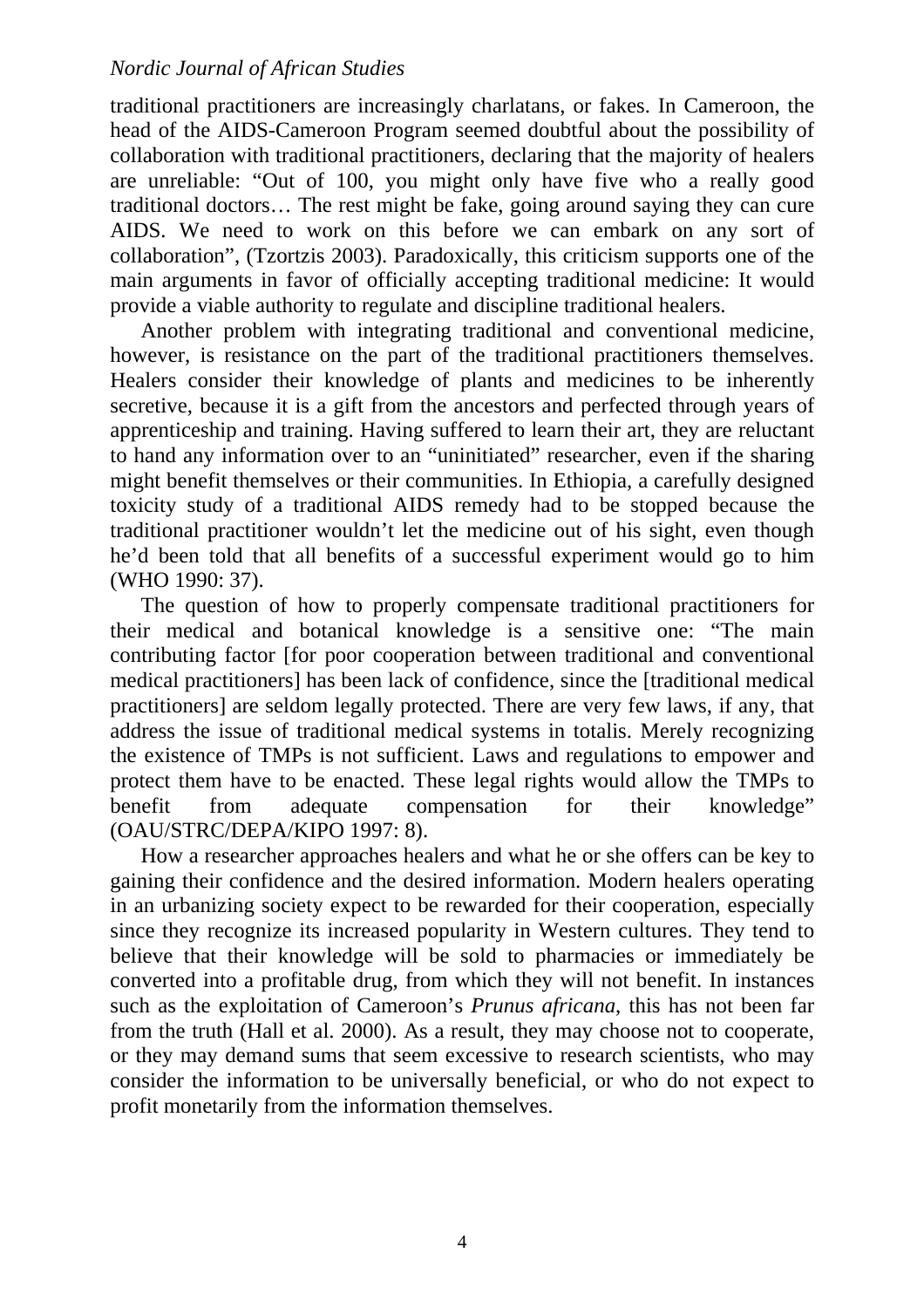traditional practitioners are increasingly charlatans, or fakes. In Cameroon, the head of the AIDS-Cameroon Program seemed doubtful about the possibility of collaboration with traditional practitioners, declaring that the majority of healers are unreliable: "Out of 100, you might only have five who a really good traditional doctors… The rest might be fake, going around saying they can cure AIDS. We need to work on this before we can embark on any sort of collaboration", (Tzortzis 2003). Paradoxically, this criticism supports one of the main arguments in favor of officially accepting traditional medicine: It would provide a viable authority to regulate and discipline traditional healers.

Another problem with integrating traditional and conventional medicine, however, is resistance on the part of the traditional practitioners themselves. Healers consider their knowledge of plants and medicines to be inherently secretive, because it is a gift from the ancestors and perfected through years of apprenticeship and training. Having suffered to learn their art, they are reluctant to hand any information over to an "uninitiated" researcher, even if the sharing might benefit themselves or their communities. In Ethiopia, a carefully designed toxicity study of a traditional AIDS remedy had to be stopped because the traditional practitioner wouldn't let the medicine out of his sight, even though he'd been told that all benefits of a successful experiment would go to him (WHO 1990: 37).

The question of how to properly compensate traditional practitioners for their medical and botanical knowledge is a sensitive one: "The main contributing factor [for poor cooperation between traditional and conventional medical practitioners] has been lack of confidence, since the [traditional medical practitioners] are seldom legally protected. There are very few laws, if any, that address the issue of traditional medical systems in totalis. Merely recognizing the existence of TMPs is not sufficient. Laws and regulations to empower and protect them have to be enacted. These legal rights would allow the TMPs to benefit from adequate compensation for their knowledge" (OAU/STRC/DEPA/KIPO 1997: 8).

How a researcher approaches healers and what he or she offers can be key to gaining their confidence and the desired information. Modern healers operating in an urbanizing society expect to be rewarded for their cooperation, especially since they recognize its increased popularity in Western cultures. They tend to believe that their knowledge will be sold to pharmacies or immediately be converted into a profitable drug, from which they will not benefit. In instances such as the exploitation of Cameroon's *Prunus africana*, this has not been far from the truth (Hall et al. 2000). As a result, they may choose not to cooperate, or they may demand sums that seem excessive to research scientists, who may consider the information to be universally beneficial, or who do not expect to profit monetarily from the information themselves.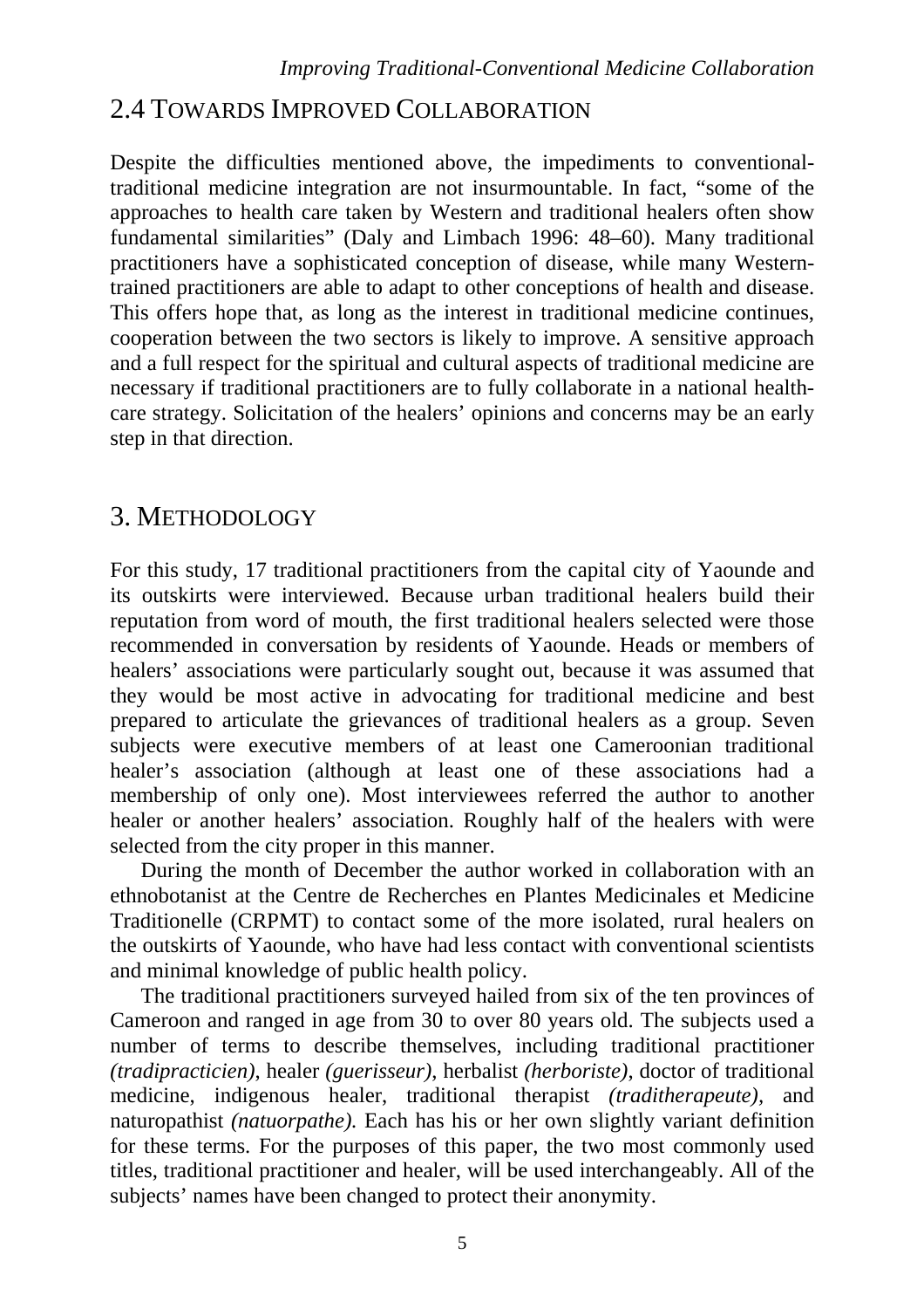## 2.4 TOWARDS IMPROVED COLLABORATION

Despite the difficulties mentioned above, the impediments to conventional-traditional medicine integration are not insurmountable. In fact, "some of the approaches to health care taken by Western and traditional healers often show fundamental similarities" (Daly and Limbach 1996: 48–60). Many traditional practitioners have a sophisticated conception of disease, while many Western-trained practitioners are able to adapt to other conceptions of health and disease. This offers hope that, as long as the interest in traditional medicine continues, cooperation between the two sectors is likely to improve. A sensitive approach and a full respect for the spiritual and cultural aspects of traditional medicine are necessary if traditional practitioners are to fully collaborate in a national health-care strategy. Solicitation of the healers' opinions and concerns may be an early step in that direction.

# 3. METHODOLOGY

For this study, 17 traditional practitioners from the capital city of Yaounde and its outskirts were interviewed. Because urban traditional healers build their reputation from word of mouth, the first traditional healers selected were those recommended in conversation by residents of Yaounde. Heads or members of healers' associations were particularly sought out, because it was assumed that they would be most active in advocating for traditional medicine and best prepared to articulate the grievances of traditional healers as a group. Seven subjects were executive members of at least one Cameroonian traditional healer's association (although at least one of these associations had a membership of only one). Most interviewees referred the author to another healer or another healers' association. Roughly half of the healers with were selected from the city proper in this manner.

During the month of December the author worked in collaboration with an ethnobotanist at the Centre de Recherches en Plantes Medicinales et Medicine Traditionelle (CRPMT) to contact some of the more isolated, rural healers on the outskirts of Yaounde, who have had less contact with conventional scientists and minimal knowledge of public health policy.

The traditional practitioners surveyed hailed from six of the ten provinces of Cameroon and ranged in age from 30 to over 80 years old. The subjects used a number of terms to describe themselves, including traditional practitioner *(tradipracticien)*, healer *(guerisseur)*, herbalist *(herboriste)*, doctor of traditional medicine, indigenous healer, traditional therapist *(traditherapeute)*, and naturopathist *(natuorpathe)*. Each has his or her own slightly variant definition for these terms. For the purposes of this paper, the two most commonly used titles, traditional practitioner and healer, will be used interchangeably. All of the subjects' names have been changed to protect their anonymity.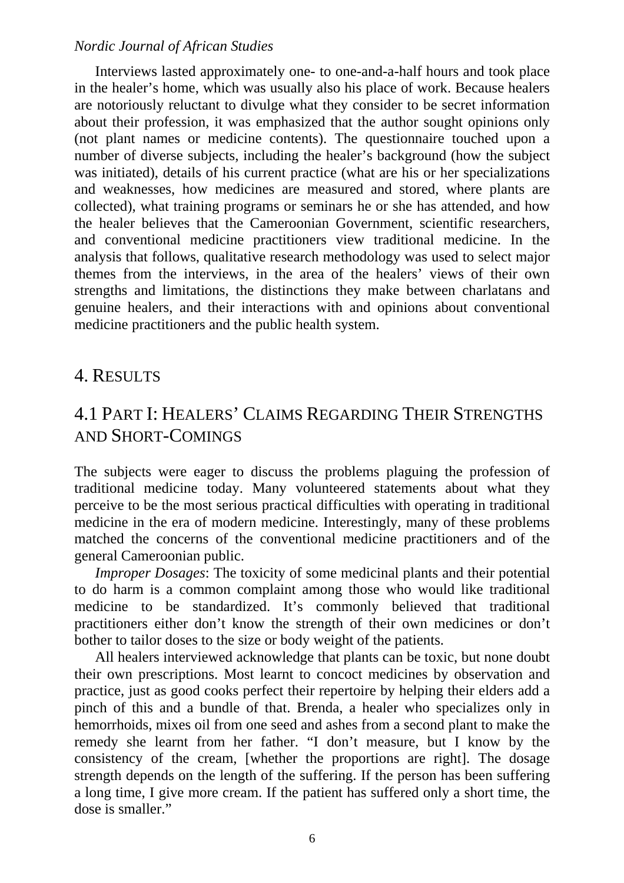Interviews lasted approximately one- to one-and-a-half hours and took place in the healer's home, which was usually also his place of work. Because healers are notoriously reluctant to divulge what they consider to be secret information about their profession, it was emphasized that the author sought opinions only (not plant names or medicine contents). The questionnaire touched upon a number of diverse subjects, including the healer's background (how the subject was initiated), details of his current practice (what are his or her specializations and weaknesses, how medicines are measured and stored, where plants are collected), what training programs or seminars he or she has attended, and how the healer believes that the Cameroonian Government, scientific researchers, and conventional medicine practitioners view traditional medicine. In the analysis that follows, qualitative research methodology was used to select major themes from the interviews, in the area of the healers' views of their own strengths and limitations, the distinctions they make between charlatans and genuine healers, and their interactions with and opinions about conventional medicine practitioners and the public health system.

# 4. Results

## 4.1 Part I: Healers' Claims Regarding Their Strengths and Short-Comings

The subjects were eager to discuss the problems plaguing the profession of traditional medicine today. Many volunteered statements about what they perceive to be the most serious practical difficulties with operating in traditional medicine in the era of modern medicine. Interestingly, many of these problems matched the concerns of the conventional medicine practitioners and of the general Cameroonian public.

*Improper Dosages*: The toxicity of some medicinal plants and their potential to do harm is a common complaint among those who would like traditional medicine to be standardized. It's commonly believed that traditional practitioners either don't know the strength of their own medicines or don't bother to tailor doses to the size or body weight of the patients.

All healers interviewed acknowledge that plants can be toxic, but none doubt their own prescriptions. Most learnt to concoct medicines by observation and practice, just as good cooks perfect their repertoire by helping their elders add a pinch of this and a bundle of that. Brenda, a healer who specializes only in hemorrhoids, mixes oil from one seed and ashes from a second plant to make the remedy she learnt from her father. "I don't measure, but I know by the consistency of the cream, [whether the proportions are right]. The dosage strength depends on the length of the suffering. If the person has been suffering a long time, I give more cream. If the patient has suffered only a short time, the dose is smaller."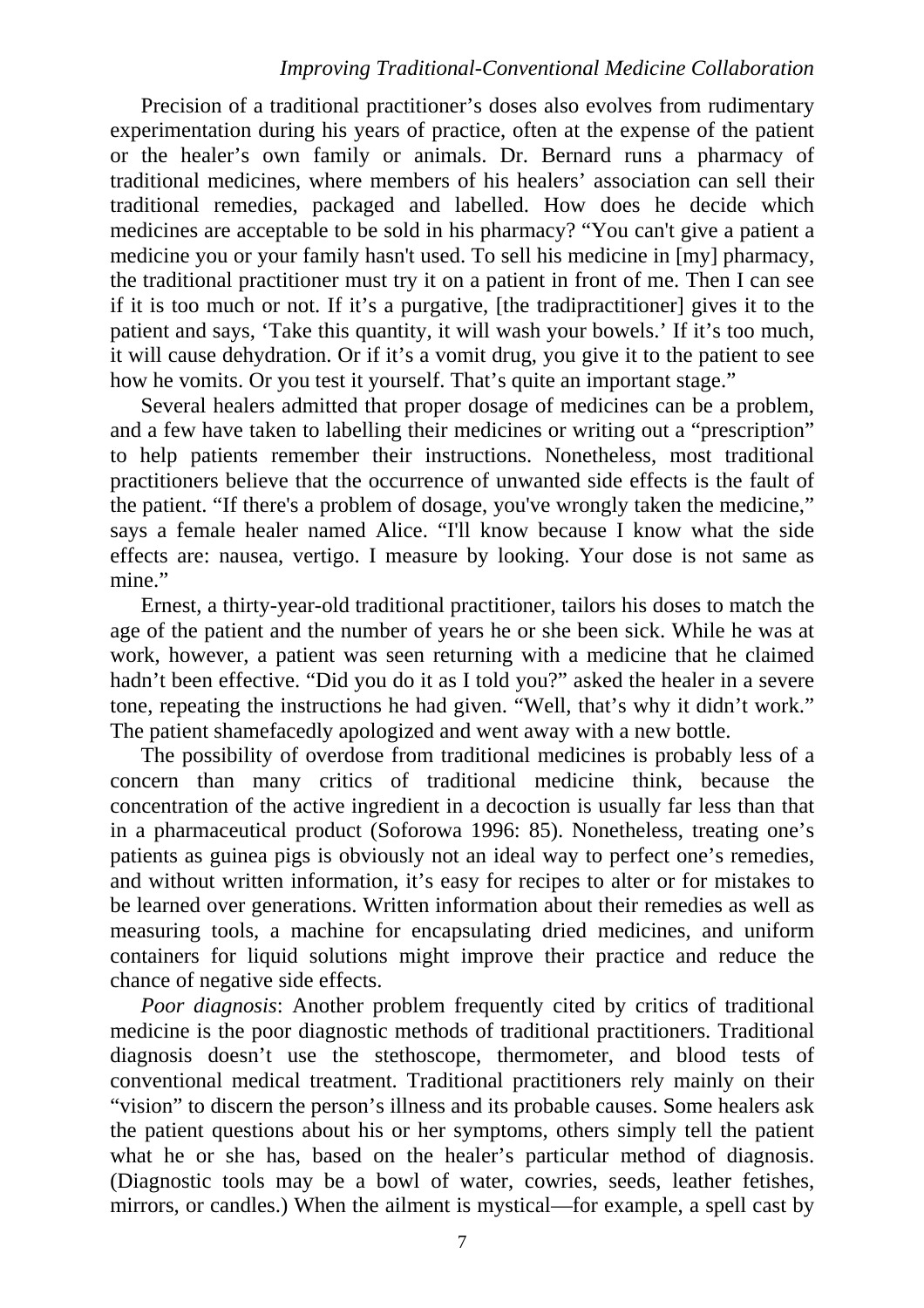Precision of a traditional practitioner's doses also evolves from rudimentary experimentation during his years of practice, often at the expense of the patient or the healer's own family or animals. Dr. Bernard runs a pharmacy of traditional medicines, where members of his healers' association can sell their traditional remedies, packaged and labelled. How does he decide which medicines are acceptable to be sold in his pharmacy? "You can't give a patient a medicine you or your family hasn't used. To sell his medicine in [my] pharmacy, the traditional practitioner must try it on a patient in front of me. Then I can see if it is too much or not. If it's a purgative, [the tradipractitioner] gives it to the patient and says, 'Take this quantity, it will wash your bowels.' If it's too much, it will cause dehydration. Or if it's a vomit drug, you give it to the patient to see how he vomits. Or you test it yourself. That's quite an important stage."

Several healers admitted that proper dosage of medicines can be a problem, and a few have taken to labelling their medicines or writing out a "prescription" to help patients remember their instructions. Nonetheless, most traditional practitioners believe that the occurrence of unwanted side effects is the fault of the patient. "If there's a problem of dosage, you've wrongly taken the medicine," says a female healer named Alice. "I'll know because I know what the side effects are: nausea, vertigo. I measure by looking. Your dose is not same as mine."

Ernest, a thirty-year-old traditional practitioner, tailors his doses to match the age of the patient and the number of years he or she been sick. While he was at work, however, a patient was seen returning with a medicine that he claimed hadn't been effective. "Did you do it as I told you?" asked the healer in a severe tone, repeating the instructions he had given. "Well, that's why it didn't work." The patient shamefacedly apologized and went away with a new bottle.

The possibility of overdose from traditional medicines is probably less of a concern than many critics of traditional medicine think, because the concentration of the active ingredient in a decoction is usually far less than that in a pharmaceutical product (Soforowa 1996: 85). Nonetheless, treating one's patients as guinea pigs is obviously not an ideal way to perfect one's remedies, and without written information, it's easy for recipes to alter or for mistakes to be learned over generations. Written information about their remedies as well as measuring tools, a machine for encapsulating dried medicines, and uniform containers for liquid solutions might improve their practice and reduce the chance of negative side effects.

*Poor diagnosis*: Another problem frequently cited by critics of traditional medicine is the poor diagnostic methods of traditional practitioners. Traditional diagnosis doesn't use the stethoscope, thermometer, and blood tests of conventional medical treatment. Traditional practitioners rely mainly on their "vision" to discern the person's illness and its probable causes. Some healers ask the patient questions about his or her symptoms, others simply tell the patient what he or she has, based on the healer's particular method of diagnosis. (Diagnostic tools may be a bowl of water, cowries, seeds, leather fetishes, mirrors, or candles.) When the ailment is mystical—for example, a spell cast by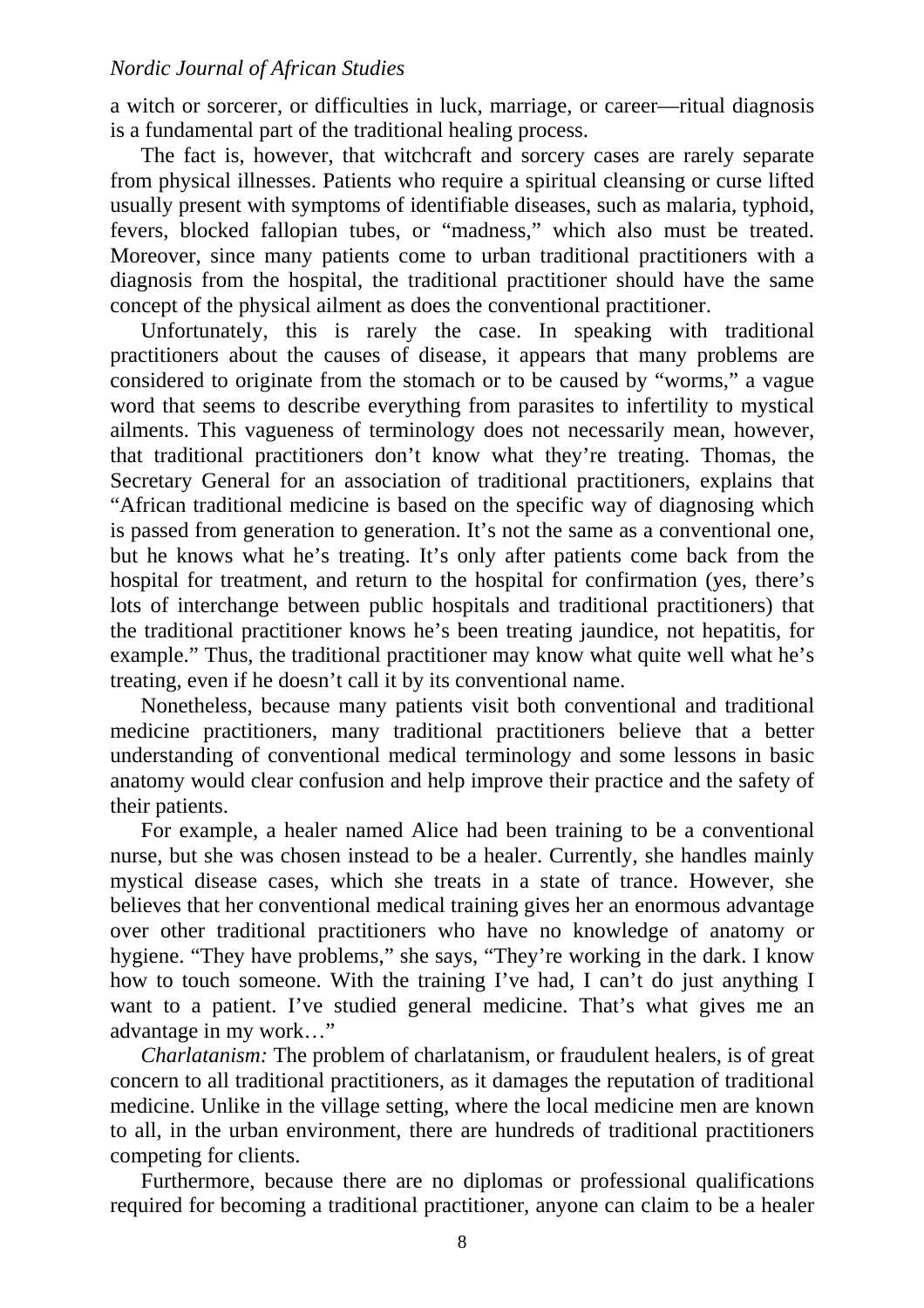a witch or sorcerer, or difficulties in luck, marriage, or career—ritual diagnosis is a fundamental part of the traditional healing process.

The fact is, however, that witchcraft and sorcery cases are rarely separate from physical illnesses. Patients who require a spiritual cleansing or curse lifted usually present with symptoms of identifiable diseases, such as malaria, typhoid, fevers, blocked fallopian tubes, or "madness," which also must be treated. Moreover, since many patients come to urban traditional practitioners with a diagnosis from the hospital, the traditional practitioner should have the same concept of the physical ailment as does the conventional practitioner.

Unfortunately, this is rarely the case. In speaking with traditional practitioners about the causes of disease, it appears that many problems are considered to originate from the stomach or to be caused by "worms," a vague word that seems to describe everything from parasites to infertility to mystical ailments. This vagueness of terminology does not necessarily mean, however, that traditional practitioners don't know what they're treating. Thomas, the Secretary General for an association of traditional practitioners, explains that "African traditional medicine is based on the specific way of diagnosing which is passed from generation to generation. It's not the same as a conventional one, but he knows what he's treating. It's only after patients come back from the hospital for treatment, and return to the hospital for confirmation (yes, there's lots of interchange between public hospitals and traditional practitioners) that the traditional practitioner knows he's been treating jaundice, not hepatitis, for example." Thus, the traditional practitioner may know what quite well what he's treating, even if he doesn't call it by its conventional name.

Nonetheless, because many patients visit both conventional and traditional medicine practitioners, many traditional practitioners believe that a better understanding of conventional medical terminology and some lessons in basic anatomy would clear confusion and help improve their practice and the safety of their patients.

For example, a healer named Alice had been training to be a conventional nurse, but she was chosen instead to be a healer. Currently, she handles mainly mystical disease cases, which she treats in a state of trance. However, she believes that her conventional medical training gives her an enormous advantage over other traditional practitioners who have no knowledge of anatomy or hygiene. "They have problems," she says, "They're working in the dark. I know how to touch someone. With the training I've had, I can't do just anything I want to a patient. I've studied general medicine. That's what gives me an advantage in my work…"

*Charlatanism:* The problem of charlatanism, or fraudulent healers, is of great concern to all traditional practitioners, as it damages the reputation of traditional medicine. Unlike in the village setting, where the local medicine men are known to all, in the urban environment, there are hundreds of traditional practitioners competing for clients.

Furthermore, because there are no diplomas or professional qualifications required for becoming a traditional practitioner, anyone can claim to be a healer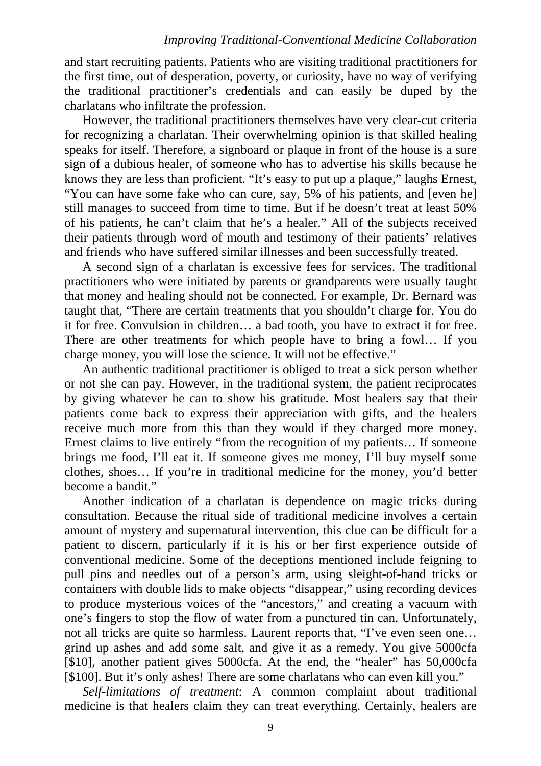and start recruiting patients. Patients who are visiting traditional practitioners for the first time, out of desperation, poverty, or curiosity, have no way of verifying the traditional practitioner's credentials and can easily be duped by the charlatans who infiltrate the profession.

However, the traditional practitioners themselves have very clear-cut criteria for recognizing a charlatan. Their overwhelming opinion is that skilled healing speaks for itself. Therefore, a signboard or plaque in front of the house is a sure sign of a dubious healer, of someone who has to advertise his skills because he knows they are less than proficient. "It's easy to put up a plaque," laughs Ernest, "You can have some fake who can cure, say, 5% of his patients, and [even he] still manages to succeed from time to time. But if he doesn't treat at least 50% of his patients, he can't claim that he's a healer." All of the subjects received their patients through word of mouth and testimony of their patients' relatives and friends who have suffered similar illnesses and been successfully treated.

A second sign of a charlatan is excessive fees for services. The traditional practitioners who were initiated by parents or grandparents were usually taught that money and healing should not be connected. For example, Dr. Bernard was taught that, "There are certain treatments that you shouldn't charge for. You do it for free. Convulsion in children… a bad tooth, you have to extract it for free. There are other treatments for which people have to bring a fowl… If you charge money, you will lose the science. It will not be effective."

An authentic traditional practitioner is obliged to treat a sick person whether or not she can pay. However, in the traditional system, the patient reciprocates by giving whatever he can to show his gratitude. Most healers say that their patients come back to express their appreciation with gifts, and the healers receive much more from this than they would if they charged more money. Ernest claims to live entirely "from the recognition of my patients… If someone brings me food, I'll eat it. If someone gives me money, I'll buy myself some clothes, shoes… If you're in traditional medicine for the money, you'd better become a bandit."

Another indication of a charlatan is dependence on magic tricks during consultation. Because the ritual side of traditional medicine involves a certain amount of mystery and supernatural intervention, this clue can be difficult for a patient to discern, particularly if it is his or her first experience outside of conventional medicine. Some of the deceptions mentioned include feigning to pull pins and needles out of a person's arm, using sleight-of-hand tricks or containers with double lids to make objects "disappear," using recording devices to produce mysterious voices of the "ancestors," and creating a vacuum with one's fingers to stop the flow of water from a punctured tin can. Unfortunately, not all tricks are quite so harmless. Laurent reports that, "I've even seen one… grind up ashes and add some salt, and give it as a remedy. You give 5000cfa [$10], another patient gives 5000cfa. At the end, the "healer" has 50,000cfa [$100]. But it's only ashes! There are some charlatans who can even kill you."

*Self-limitations of treatment*: A common complaint about traditional medicine is that healers claim they can treat everything. Certainly, healers are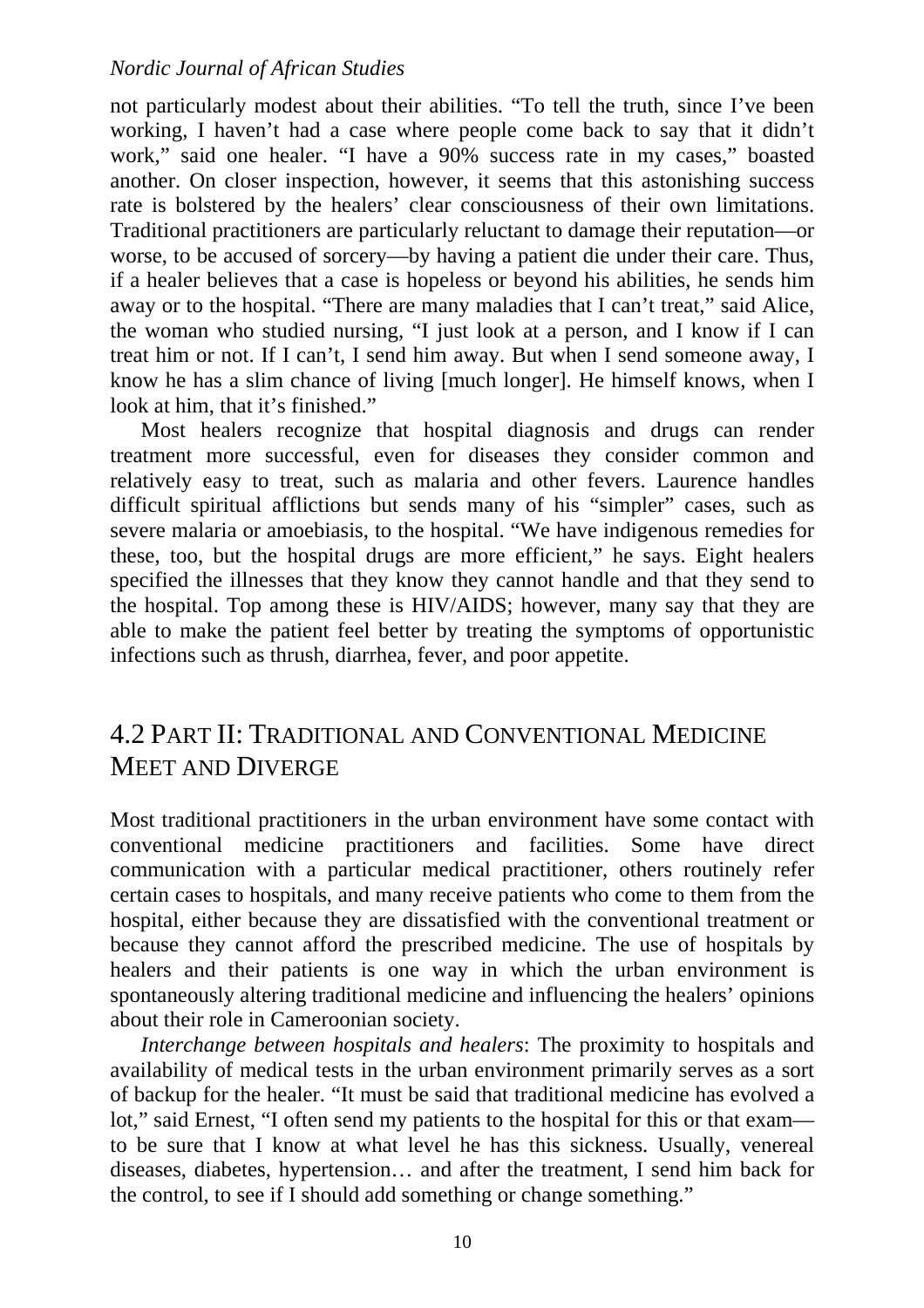not particularly modest about their abilities. "To tell the truth, since I've been working, I haven't had a case where people come back to say that it didn't work," said one healer. "I have a 90% success rate in my cases," boasted another. On closer inspection, however, it seems that this astonishing success rate is bolstered by the healers' clear consciousness of their own limitations. Traditional practitioners are particularly reluctant to damage their reputation—or worse, to be accused of sorcery—by having a patient die under their care. Thus, if a healer believes that a case is hopeless or beyond his abilities, he sends him away or to the hospital. "There are many maladies that I can't treat," said Alice, the woman who studied nursing, "I just look at a person, and I know if I can treat him or not. If I can't, I send him away. But when I send someone away, I know he has a slim chance of living [much longer]. He himself knows, when I look at him, that it's finished."

Most healers recognize that hospital diagnosis and drugs can render treatment more successful, even for diseases they consider common and relatively easy to treat, such as malaria and other fevers. Laurence handles difficult spiritual afflictions but sends many of his "simpler" cases, such as severe malaria or amoebiasis, to the hospital. "We have indigenous remedies for these, too, but the hospital drugs are more efficient," he says. Eight healers specified the illnesses that they know they cannot handle and that they send to the hospital. Top among these is HIV/AIDS; however, many say that they are able to make the patient feel better by treating the symptoms of opportunistic infections such as thrush, diarrhea, fever, and poor appetite.

## 4.2 Part II: Traditional and Conventional Medicine Meet and Diverge

Most traditional practitioners in the urban environment have some contact with conventional medicine practitioners and facilities. Some have direct communication with a particular medical practitioner, others routinely refer certain cases to hospitals, and many receive patients who come to them from the hospital, either because they are dissatisfied with the conventional treatment or because they cannot afford the prescribed medicine. The use of hospitals by healers and their patients is one way in which the urban environment is spontaneously altering traditional medicine and influencing the healers' opinions about their role in Cameroonian society.

*Interchange between hospitals and healers*: The proximity to hospitals and availability of medical tests in the urban environment primarily serves as a sort of backup for the healer. "It must be said that traditional medicine has evolved a lot," said Ernest, "I often send my patients to the hospital for this or that exam—to be sure that I know at what level he has this sickness. Usually, venereal diseases, diabetes, hypertension… and after the treatment, I send him back for the control, to see if I should add something or change something."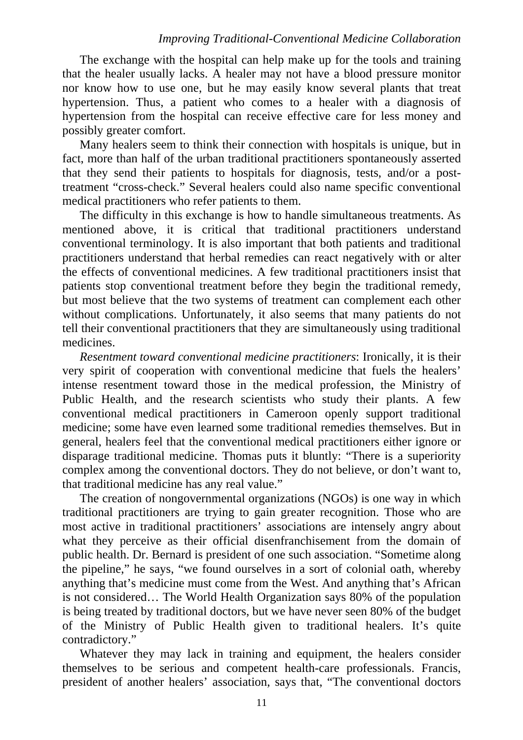The exchange with the hospital can help make up for the tools and training that the healer usually lacks. A healer may not have a blood pressure monitor nor know how to use one, but he may easily know several plants that treat hypertension. Thus, a patient who comes to a healer with a diagnosis of hypertension from the hospital can receive effective care for less money and possibly greater comfort.

Many healers seem to think their connection with hospitals is unique, but in fact, more than half of the urban traditional practitioners spontaneously asserted that they send their patients to hospitals for diagnosis, tests, and/or a post-treatment "cross-check." Several healers could also name specific conventional medical practitioners who refer patients to them.

The difficulty in this exchange is how to handle simultaneous treatments. As mentioned above, it is critical that traditional practitioners understand conventional terminology. It is also important that both patients and traditional practitioners understand that herbal remedies can react negatively with or alter the effects of conventional medicines. A few traditional practitioners insist that patients stop conventional treatment before they begin the traditional remedy, but most believe that the two systems of treatment can complement each other without complications. Unfortunately, it also seems that many patients do not tell their conventional practitioners that they are simultaneously using traditional medicines.

*Resentment toward conventional medicine practitioners*: Ironically, it is their very spirit of cooperation with conventional medicine that fuels the healers' intense resentment toward those in the medical profession, the Ministry of Public Health, and the research scientists who study their plants. A few conventional medical practitioners in Cameroon openly support traditional medicine; some have even learned some traditional remedies themselves. But in general, healers feel that the conventional medical practitioners either ignore or disparage traditional medicine. Thomas puts it bluntly: "There is a superiority complex among the conventional doctors. They do not believe, or don't want to, that traditional medicine has any real value."

The creation of nongovernmental organizations (NGOs) is one way in which traditional practitioners are trying to gain greater recognition. Those who are most active in traditional practitioners' associations are intensely angry about what they perceive as their official disenfranchisement from the domain of public health. Dr. Bernard is president of one such association. "Sometime along the pipeline," he says, "we found ourselves in a sort of colonial oath, whereby anything that's medicine must come from the West. And anything that's African is not considered… The World Health Organization says 80% of the population is being treated by traditional doctors, but we have never seen 80% of the budget of the Ministry of Public Health given to traditional healers. It's quite contradictory."

Whatever they may lack in training and equipment, the healers consider themselves to be serious and competent health-care professionals. Francis, president of another healers' association, says that, "The conventional doctors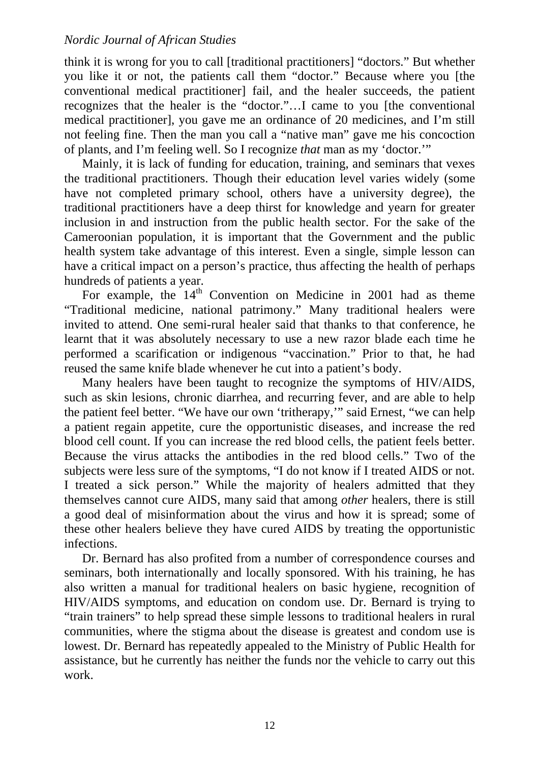think it is wrong for you to call [traditional practitioners] "doctors." But whether you like it or not, the patients call them "doctor." Because where you [the conventional medical practitioner] fail, and the healer succeeds, the patient recognizes that the healer is the "doctor."…I came to you [the conventional medical practitioner], you gave me an ordinance of 20 medicines, and I'm still not feeling fine. Then the man you call a "native man" gave me his concoction of plants, and I'm feeling well. So I recognize *that* man as my 'doctor.'"

Mainly, it is lack of funding for education, training, and seminars that vexes the traditional practitioners. Though their education level varies widely (some have not completed primary school, others have a university degree), the traditional practitioners have a deep thirst for knowledge and yearn for greater inclusion in and instruction from the public health sector. For the sake of the Cameroonian population, it is important that the Government and the public health system take advantage of this interest. Even a single, simple lesson can have a critical impact on a person's practice, thus affecting the health of perhaps hundreds of patients a year.

For example, the 14th Convention on Medicine in 2001 had as theme "Traditional medicine, national patrimony." Many traditional healers were invited to attend. One semi-rural healer said that thanks to that conference, he learnt that it was absolutely necessary to use a new razor blade each time he performed a scarification or indigenous "vaccination." Prior to that, he had reused the same knife blade whenever he cut into a patient's body.

Many healers have been taught to recognize the symptoms of HIV/AIDS, such as skin lesions, chronic diarrhea, and recurring fever, and are able to help the patient feel better. "We have our own 'tritherapy,'" said Ernest, "we can help a patient regain appetite, cure the opportunistic diseases, and increase the red blood cell count. If you can increase the red blood cells, the patient feels better. Because the virus attacks the antibodies in the red blood cells." Two of the subjects were less sure of the symptoms, "I do not know if I treated AIDS or not. I treated a sick person." While the majority of healers admitted that they themselves cannot cure AIDS, many said that among *other* healers, there is still a good deal of misinformation about the virus and how it is spread; some of these other healers believe they have cured AIDS by treating the opportunistic infections.

Dr. Bernard has also profited from a number of correspondence courses and seminars, both internationally and locally sponsored. With his training, he has also written a manual for traditional healers on basic hygiene, recognition of HIV/AIDS symptoms, and education on condom use. Dr. Bernard is trying to "train trainers" to help spread these simple lessons to traditional healers in rural communities, where the stigma about the disease is greatest and condom use is lowest. Dr. Bernard has repeatedly appealed to the Ministry of Public Health for assistance, but he currently has neither the funds nor the vehicle to carry out this work.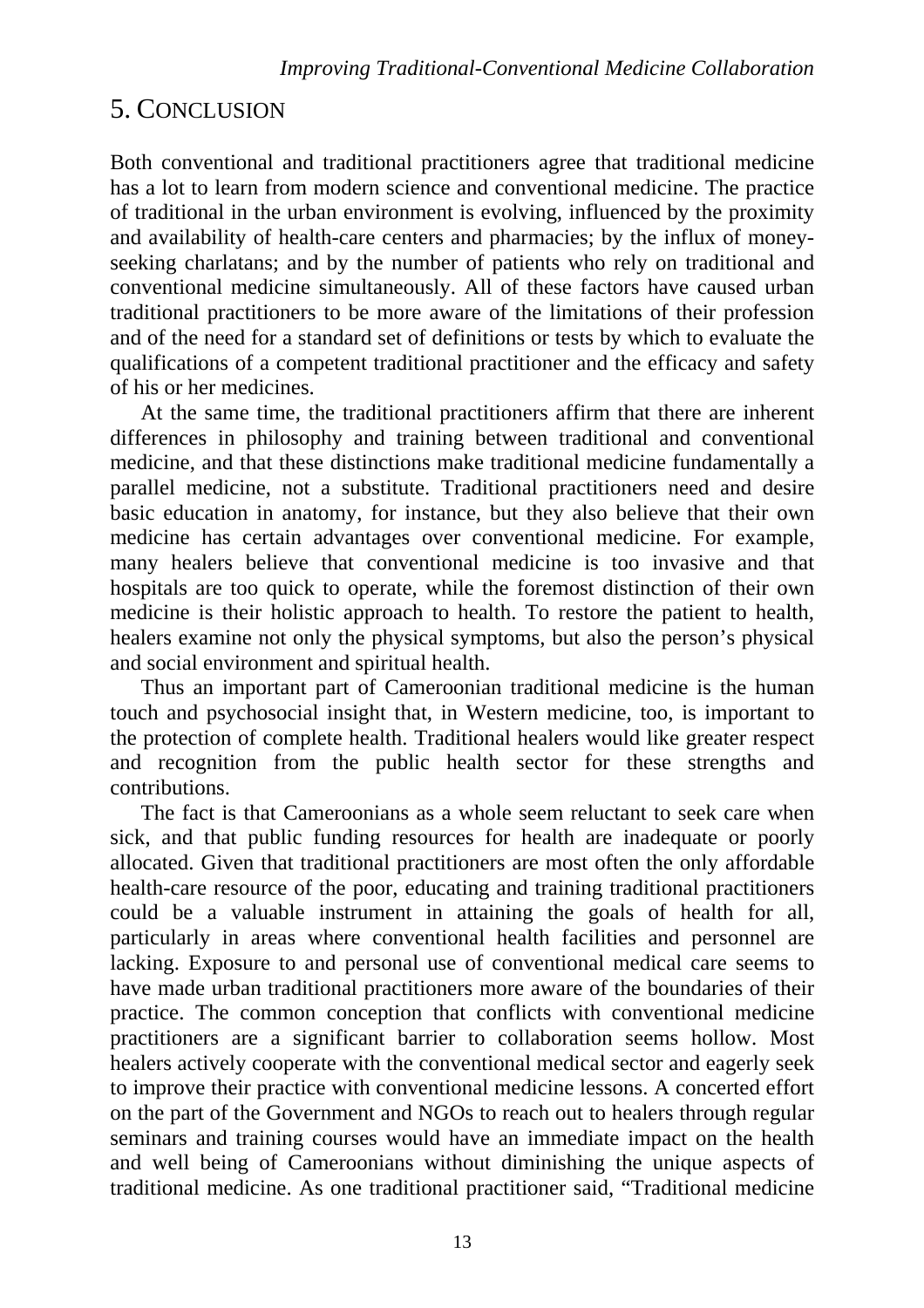## 5. Conclusion

Both conventional and traditional practitioners agree that traditional medicine has a lot to learn from modern science and conventional medicine. The practice of traditional in the urban environment is evolving, influenced by the proximity and availability of health-care centers and pharmacies; by the influx of money-seeking charlatans; and by the number of patients who rely on traditional and conventional medicine simultaneously. All of these factors have caused urban traditional practitioners to be more aware of the limitations of their profession and of the need for a standard set of definitions or tests by which to evaluate the qualifications of a competent traditional practitioner and the efficacy and safety of his or her medicines.

At the same time, the traditional practitioners affirm that there are inherent differences in philosophy and training between traditional and conventional medicine, and that these distinctions make traditional medicine fundamentally a parallel medicine, not a substitute. Traditional practitioners need and desire basic education in anatomy, for instance, but they also believe that their own medicine has certain advantages over conventional medicine. For example, many healers believe that conventional medicine is too invasive and that hospitals are too quick to operate, while the foremost distinction of their own medicine is their holistic approach to health. To restore the patient to health, healers examine not only the physical symptoms, but also the person's physical and social environment and spiritual health.

Thus an important part of Cameroonian traditional medicine is the human touch and psychosocial insight that, in Western medicine, too, is important to the protection of complete health. Traditional healers would like greater respect and recognition from the public health sector for these strengths and contributions.

The fact is that Cameroonians as a whole seem reluctant to seek care when sick, and that public funding resources for health are inadequate or poorly allocated. Given that traditional practitioners are most often the only affordable health-care resource of the poor, educating and training traditional practitioners could be a valuable instrument in attaining the goals of health for all, particularly in areas where conventional health facilities and personnel are lacking. Exposure to and personal use of conventional medical care seems to have made urban traditional practitioners more aware of the boundaries of their practice. The common conception that conflicts with conventional medicine practitioners are a significant barrier to collaboration seems hollow. Most healers actively cooperate with the conventional medical sector and eagerly seek to improve their practice with conventional medicine lessons. A concerted effort on the part of the Government and NGOs to reach out to healers through regular seminars and training courses would have an immediate impact on the health and well being of Cameroonians without diminishing the unique aspects of traditional medicine. As one traditional practitioner said, "Traditional medicine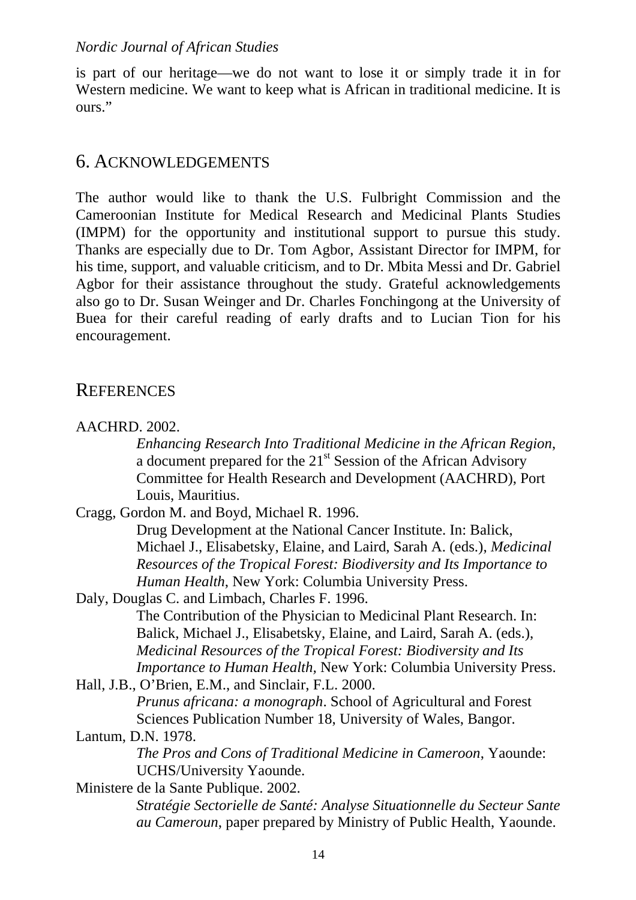is part of our heritage—we do not want to lose it or simply trade it in for Western medicine. We want to keep what is African in traditional medicine. It is ours."

## 6. ACKNOWLEDGEMENTS

The author would like to thank the U.S. Fulbright Commission and the Cameroonian Institute for Medical Research and Medicinal Plants Studies (IMPM) for the opportunity and institutional support to pursue this study. Thanks are especially due to Dr. Tom Agbor, Assistant Director for IMPM, for his time, support, and valuable criticism, and to Dr. Mbita Messi and Dr. Gabriel Agbor for their assistance throughout the study. Grateful acknowledgements also go to Dr. Susan Weinger and Dr. Charles Fonchingong at the University of Buea for their careful reading of early drafts and to Lucian Tion for his encouragement.

## REFERENCES

AACHRD. 2002.
*Enhancing Research Into Traditional Medicine in the African Region*, a document prepared for the 21st Session of the African Advisory Committee for Health Research and Development (AACHRD), Port Louis, Mauritius.

Cragg, Gordon M. and Boyd, Michael R. 1996.
Drug Development at the National Cancer Institute. In: Balick, Michael J., Elisabetsky, Elaine, and Laird, Sarah A. (eds.), *Medicinal Resources of the Tropical Forest: Biodiversity and Its Importance to Human Health*, New York: Columbia University Press.

Daly, Douglas C. and Limbach, Charles F. 1996.
The Contribution of the Physician to Medicinal Plant Research. In: Balick, Michael J., Elisabetsky, Elaine, and Laird, Sarah A. (eds.), *Medicinal Resources of the Tropical Forest: Biodiversity and Its Importance to Human Health,* New York: Columbia University Press.

Hall, J.B., O'Brien, E.M., and Sinclair, F.L. 2000.
*Prunus africana: a monograph*. School of Agricultural and Forest Sciences Publication Number 18, University of Wales, Bangor.

Lantum, D.N. 1978.
*The Pros and Cons of Traditional Medicine in Cameroon*, Yaounde: UCHS/University Yaounde.

Ministere de la Sante Publique. 2002.
*Stratégie Sectorielle de Santé: Analyse Situationnelle du Secteur Sante au Cameroun*, paper prepared by Ministry of Public Health, Yaounde.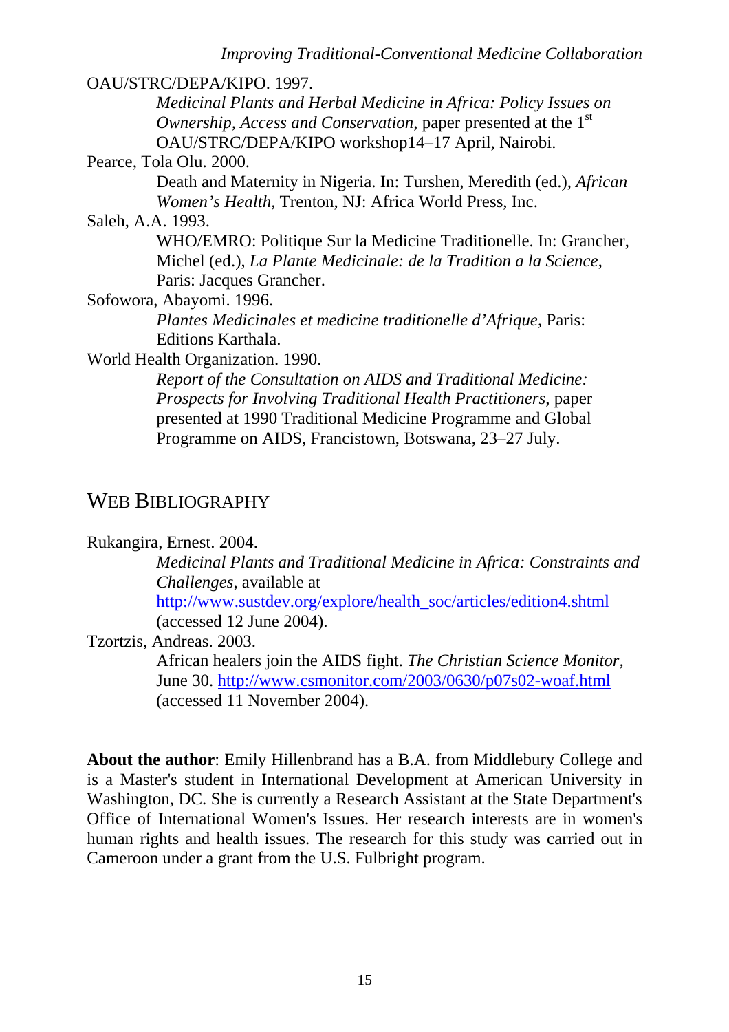OAU/STRC/DEPA/KIPO. 1997.

*Medicinal Plants and Herbal Medicine in Africa: Policy Issues on Ownership, Access and Conservation*, paper presented at the 1st OAU/STRC/DEPA/KIPO workshop14–17 April, Nairobi.

Pearce, Tola Olu. 2000.

Death and Maternity in Nigeria. In: Turshen, Meredith (ed.), *African Women's Health*, Trenton, NJ: Africa World Press, Inc.

Saleh, A.A. 1993.

WHO/EMRO: Politique Sur la Medicine Traditionelle. In: Grancher, Michel (ed.), *La Plante Medicinale: de la Tradition a la Science*, Paris: Jacques Grancher.

Sofowora, Abayomi. 1996.

*Plantes Medicinales et medicine traditionelle d'Afrique*, Paris: Editions Karthala.

World Health Organization. 1990.

*Report of the Consultation on AIDS and Traditional Medicine: Prospects for Involving Traditional Health Practitioners*, paper presented at 1990 Traditional Medicine Programme and Global Programme on AIDS, Francistown, Botswana, 23–27 July.

## WEB BIBLIOGRAPHY

Rukangira, Ernest. 2004.

*Medicinal Plants and Traditional Medicine in Africa: Constraints and Challenges*, available at http://www.sustdev.org/explore/health_soc/articles/edition4.shtml (accessed 12 June 2004).

Tzortzis, Andreas. 2003.

African healers join the AIDS fight. *The Christian Science Monitor*, June 30. http://www.csmonitor.com/2003/0630/p07s02-woaf.html (accessed 11 November 2004).

**About the author**: Emily Hillenbrand has a B.A. from Middlebury College and is a Master's student in International Development at American University in Washington, DC. She is currently a Research Assistant at the State Department's Office of International Women's Issues. Her research interests are in women's human rights and health issues. The research for this study was carried out in Cameroon under a grant from the U.S. Fulbright program.